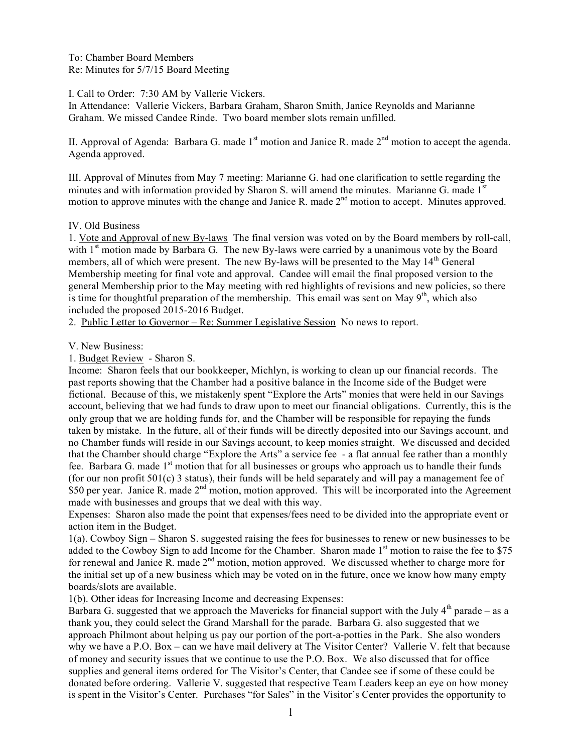To: Chamber Board Members
Re: Minutes for 5/7/15 Board Meeting

I. Call to Order: 7:30 AM by Vallerie Vickers.
In Attendance: Vallerie Vickers, Barbara Graham, Sharon Smith, Janice Reynolds and Marianne Graham. We missed Candee Rinde. Two board member slots remain unfilled.

II. Approval of Agenda: Barbara G. made 1st motion and Janice R. made 2nd motion to accept the agenda. Agenda approved.

III. Approval of Minutes from May 7 meeting: Marianne G. had one clarification to settle regarding the minutes and with information provided by Sharon S. will amend the minutes. Marianne G. made 1st motion to approve minutes with the change and Janice R. made 2nd motion to accept. Minutes approved.

IV. Old Business

1. Vote and Approval of new By-laws The final version was voted on by the Board members by roll-call, with 1st motion made by Barbara G. The new By-laws were carried by a unanimous vote by the Board members, all of which were present. The new By-laws will be presented to the May 14th General Membership meeting for final vote and approval. Candee will email the final proposed version to the general Membership prior to the May meeting with red highlights of revisions and new policies, so there is time for thoughtful preparation of the membership. This email was sent on May 9th, which also included the proposed 2015-2016 Budget.
2. Public Letter to Governor – Re: Summer Legislative Session No news to report.

V. New Business:

1. Budget Review - Sharon S.

Income: Sharon feels that our bookkeeper, Michlyn, is working to clean up our financial records. The past reports showing that the Chamber had a positive balance in the Income side of the Budget were fictional. Because of this, we mistakenly spent "Explore the Arts" monies that were held in our Savings account, believing that we had funds to draw upon to meet our financial obligations. Currently, this is the only group that we are holding funds for, and the Chamber will be responsible for repaying the funds taken by mistake. In the future, all of their funds will be directly deposited into our Savings account, and no Chamber funds will reside in our Savings account, to keep monies straight. We discussed and decided that the Chamber should charge "Explore the Arts" a service fee - a flat annual fee rather than a monthly fee. Barbara G. made 1st motion that for all businesses or groups who approach us to handle their funds (for our non profit 501(c) 3 status), their funds will be held separately and will pay a management fee of $50 per year. Janice R. made 2nd motion, motion approved. This will be incorporated into the Agreement made with businesses and groups that we deal with this way.

Expenses: Sharon also made the point that expenses/fees need to be divided into the appropriate event or action item in the Budget.

1(a). Cowboy Sign – Sharon S. suggested raising the fees for businesses to renew or new businesses to be added to the Cowboy Sign to add Income for the Chamber. Sharon made 1st motion to raise the fee to $75 for renewal and Janice R. made 2nd motion, motion approved. We discussed whether to charge more for the initial set up of a new business which may be voted on in the future, once we know how many empty boards/slots are available.

1(b). Other ideas for Increasing Income and decreasing Expenses:

Barbara G. suggested that we approach the Mavericks for financial support with the July 4th parade – as a thank you, they could select the Grand Marshall for the parade. Barbara G. also suggested that we approach Philmont about helping us pay our portion of the port-a-potties in the Park. She also wonders why we have a P.O. Box – can we have mail delivery at The Visitor Center? Vallerie V. felt that because of money and security issues that we continue to use the P.O. Box. We also discussed that for office supplies and general items ordered for The Visitor's Center, that Candee see if some of these could be donated before ordering. Vallerie V. suggested that respective Team Leaders keep an eye on how money is spent in the Visitor's Center. Purchases "for Sales" in the Visitor's Center provides the opportunity to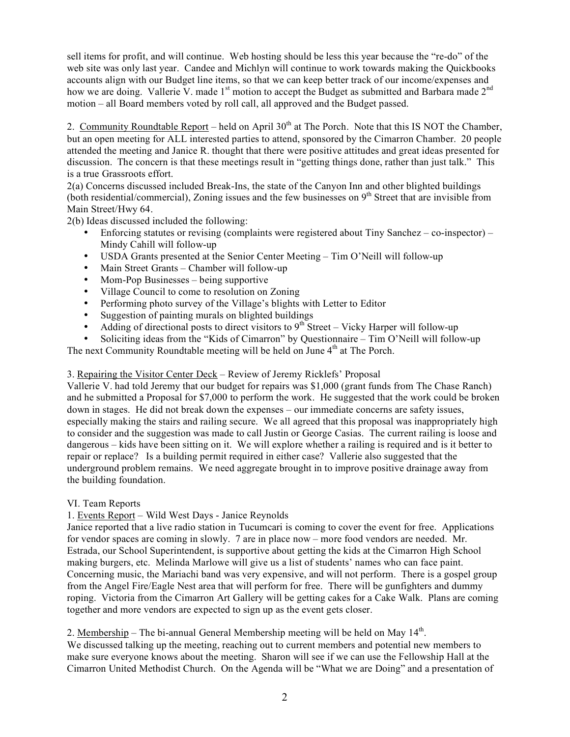sell items for profit, and will continue. Web hosting should be less this year because the "re-do" of the web site was only last year. Candee and Michlyn will continue to work towards making the Quickbooks accounts align with our Budget line items, so that we can keep better track of our income/expenses and how we are doing. Vallerie V. made 1st motion to accept the Budget as submitted and Barbara made 2nd motion – all Board members voted by roll call, all approved and the Budget passed.

2. Community Roundtable Report – held on April 30th at The Porch. Note that this IS NOT the Chamber, but an open meeting for ALL interested parties to attend, sponsored by the Cimarron Chamber. 20 people attended the meeting and Janice R. thought that there were positive attitudes and great ideas presented for discussion. The concern is that these meetings result in "getting things done, rather than just talk." This is a true Grassroots effort.

2(a) Concerns discussed included Break-Ins, the state of the Canyon Inn and other blighted buildings (both residential/commercial), Zoning issues and the few businesses on 9th Street that are invisible from Main Street/Hwy 64.

2(b) Ideas discussed included the following:

- Enforcing statutes or revising (complaints were registered about Tiny Sanchez – co-inspector) – Mindy Cahill will follow-up
- USDA Grants presented at the Senior Center Meeting – Tim O'Neill will follow-up
- Main Street Grants – Chamber will follow-up
- Mom-Pop Businesses – being supportive
- Village Council to come to resolution on Zoning
- Performing photo survey of the Village's blights with Letter to Editor
- Suggestion of painting murals on blighted buildings
- Adding of directional posts to direct visitors to 9th Street – Vicky Harper will follow-up
- Soliciting ideas from the "Kids of Cimarron" by Questionnaire – Tim O'Neill will follow-up

The next Community Roundtable meeting will be held on June 4th at The Porch.

3. Repairing the Visitor Center Deck – Review of Jeremy Ricklefs' Proposal

Vallerie V. had told Jeremy that our budget for repairs was $1,000 (grant funds from The Chase Ranch) and he submitted a Proposal for $7,000 to perform the work. He suggested that the work could be broken down in stages. He did not break down the expenses – our immediate concerns are safety issues, especially making the stairs and railing secure. We all agreed that this proposal was inappropriately high to consider and the suggestion was made to call Justin or George Casias. The current railing is loose and dangerous – kids have been sitting on it. We will explore whether a railing is required and is it better to repair or replace? Is a building permit required in either case? Vallerie also suggested that the underground problem remains. We need aggregate brought in to improve positive drainage away from the building foundation.

VI. Team Reports

1. Events Report – Wild West Days - Janice Reynolds

Janice reported that a live radio station in Tucumcari is coming to cover the event for free. Applications for vendor spaces are coming in slowly. 7 are in place now – more food vendors are needed. Mr. Estrada, our School Superintendent, is supportive about getting the kids at the Cimarron High School making burgers, etc. Melinda Marlowe will give us a list of students' names who can face paint. Concerning music, the Mariachi band was very expensive, and will not perform. There is a gospel group from the Angel Fire/Eagle Nest area that will perform for free. There will be gunfighters and dummy roping. Victoria from the Cimarron Art Gallery will be getting cakes for a Cake Walk. Plans are coming together and more vendors are expected to sign up as the event gets closer.

2. Membership – The bi-annual General Membership meeting will be held on May 14th.

We discussed talking up the meeting, reaching out to current members and potential new members to make sure everyone knows about the meeting. Sharon will see if we can use the Fellowship Hall at the Cimarron United Methodist Church. On the Agenda will be "What we are Doing" and a presentation of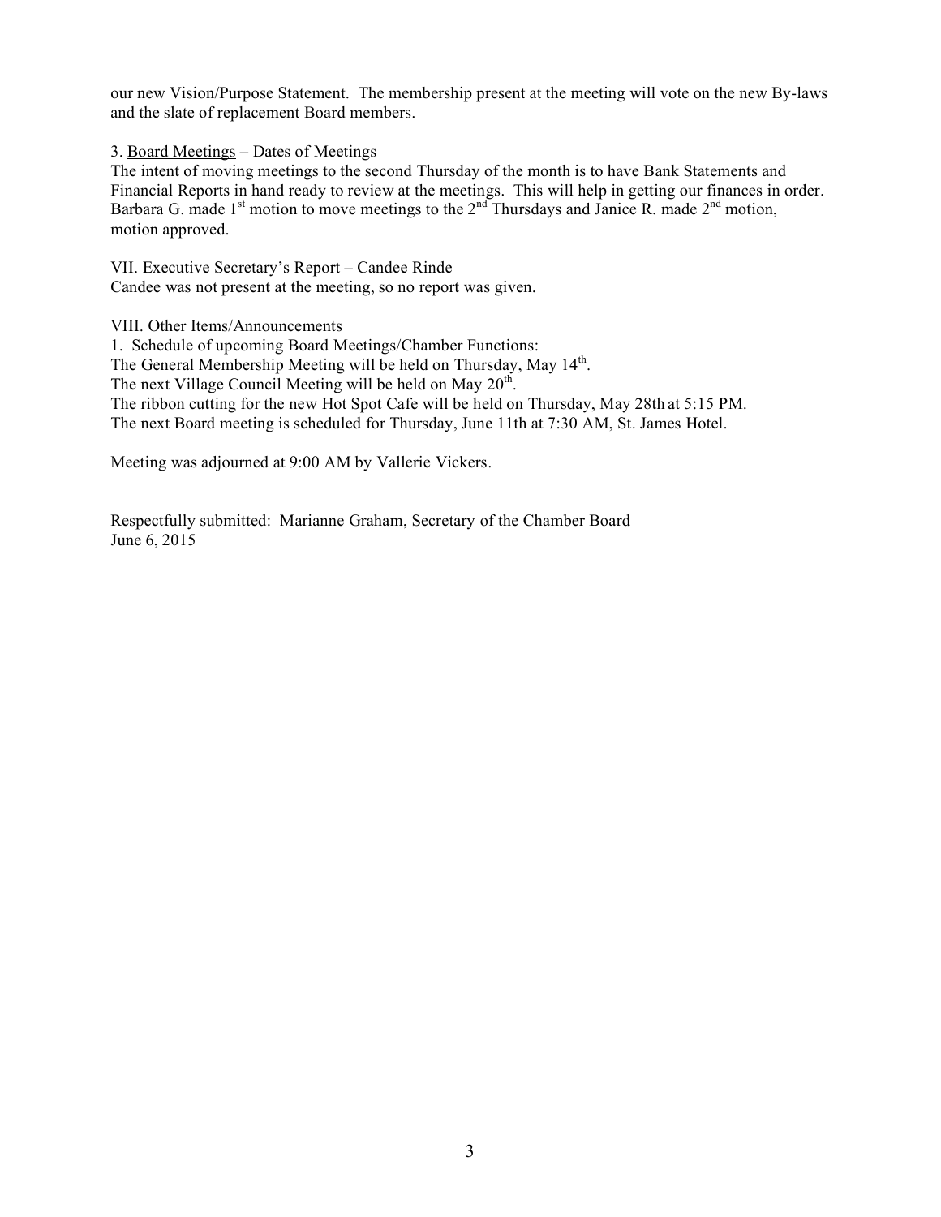our new Vision/Purpose Statement. The membership present at the meeting will vote on the new By-laws and the slate of replacement Board members.

3. Board Meetings – Dates of Meetings
The intent of moving meetings to the second Thursday of the month is to have Bank Statements and Financial Reports in hand ready to review at the meetings. This will help in getting our finances in order. Barbara G. made 1st motion to move meetings to the 2nd Thursdays and Janice R. made 2nd motion, motion approved.

VII. Executive Secretary's Report – Candee Rinde
Candee was not present at the meeting, so no report was given.

VIII. Other Items/Announcements
1. Schedule of upcoming Board Meetings/Chamber Functions:
The General Membership Meeting will be held on Thursday, May 14th.
The next Village Council Meeting will be held on May 20th.
The ribbon cutting for the new Hot Spot Cafe will be held on Thursday, May 28th at 5:15 PM.
The next Board meeting is scheduled for Thursday, June 11th at 7:30 AM, St. James Hotel.

Meeting was adjourned at 9:00 AM by Vallerie Vickers.

Respectfully submitted: Marianne Graham, Secretary of the Chamber Board
June 6, 2015